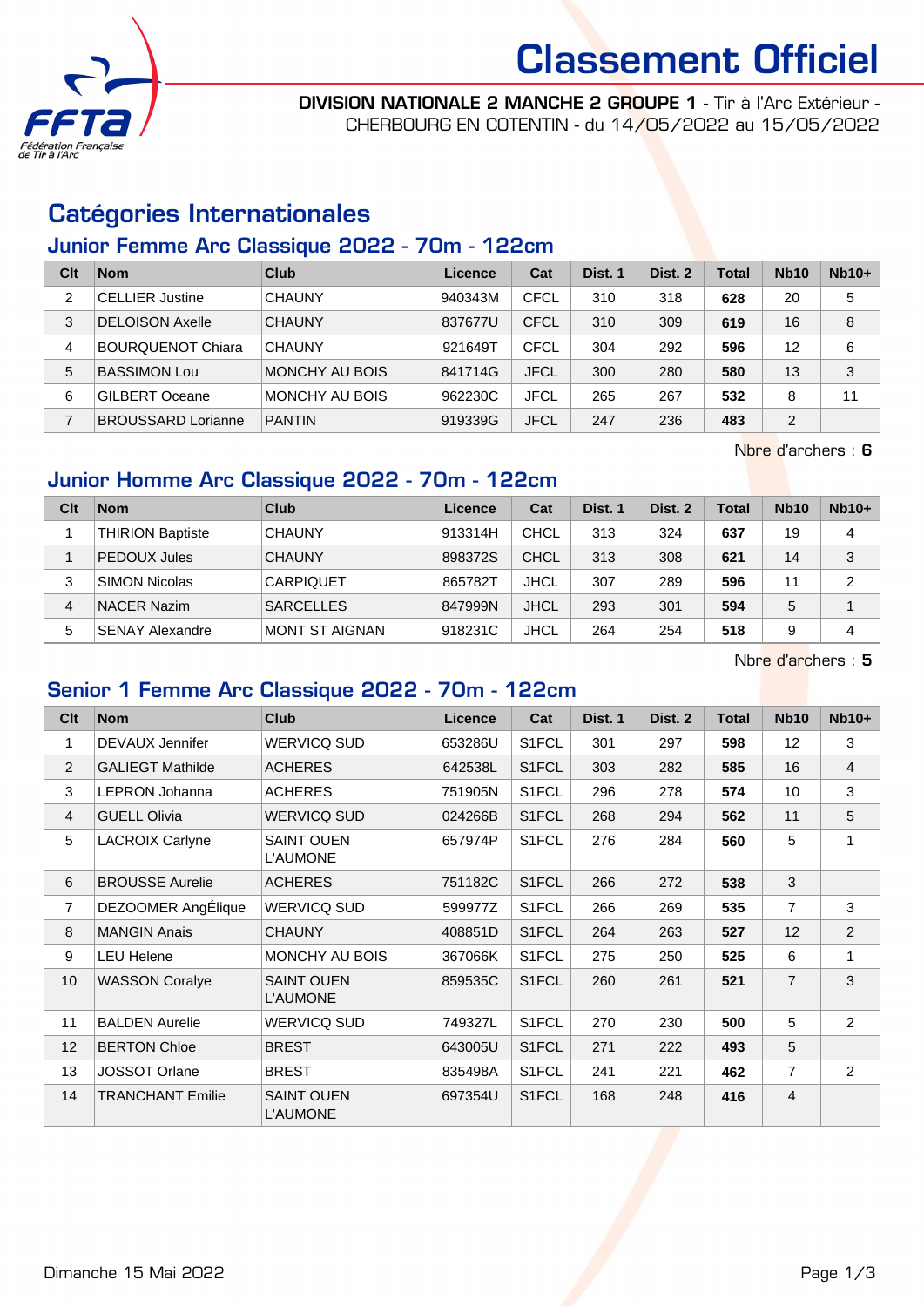# Classement Officiel

**DIVISION NATIONALE 2 MANCHE 2 GROUPE 1** - Tir à l'Arc Extérieur - CHERBOURG EN COTENTIN - du 14/05/2022 au 15/05/2022

## Catégories Internationales

### Junior Femme Arc Classique 2022 - 70m - 122cm

| Clt | Nom | Club | Licence | Cat | Dist. 1 | Dist. 2 | Total | Nb10 | Nb10+ |
|---|---|---|---|---|---|---|---|---|---|
| 2 | CELLIER Justine | CHAUNY | 940343M | CFCL | 310 | 318 | **628** | 20 | 5 |
| 3 | DELOISON Axelle | CHAUNY | 837677U | CFCL | 310 | 309 | **619** | 16 | 8 |
| 4 | BOURQUENOT Chiara | CHAUNY | 921649T | CFCL | 304 | 292 | **596** | 12 | 6 |
| 5 | BASSIMON Lou | MONCHY AU BOIS | 841714G | JFCL | 300 | 280 | **580** | 13 | 3 |
| 6 | GILBERT Oceane | MONCHY AU BOIS | 962230C | JFCL | 265 | 267 | **532** | 8 | 11 |
| 7 | BROUSSARD Lorianne | PANTIN | 919339G | JFCL | 247 | 236 | **483** | 2 | |

Nbre d'archers : **6**

### Junior Homme Arc Classique 2022 - 70m - 122cm

| Clt | Nom | Club | Licence | Cat | Dist. 1 | Dist. 2 | Total | Nb10 | Nb10+ |
|---|---|---|---|---|---|---|---|---|---|
| 1 | THIRION Baptiste | CHAUNY | 913314H | CHCL | 313 | 324 | **637** | 19 | 4 |
| 1 | PEDOUX Jules | CHAUNY | 898372S | CHCL | 313 | 308 | **621** | 14 | 3 |
| 3 | SIMON Nicolas | CARPIQUET | 865782T | JHCL | 307 | 289 | **596** | 11 | 2 |
| 4 | NACER Nazim | SARCELLES | 847999N | JHCL | 293 | 301 | **594** | 5 | 1 |
| 5 | SENAY Alexandre | MONT ST AIGNAN | 918231C | JHCL | 264 | 254 | **518** | 9 | 4 |

Nbre d'archers : **5**

### Senior 1 Femme Arc Classique 2022 - 70m - 122cm

| Clt | Nom | Club | Licence | Cat | Dist. 1 | Dist. 2 | Total | Nb10 | Nb10+ |
|---|---|---|---|---|---|---|---|---|---|
| 1 | DEVAUX Jennifer | WERVICQ SUD | 653286U | S1FCL | 301 | 297 | **598** | 12 | 3 |
| 2 | GALIEGT Mathilde | ACHERES | 642538L | S1FCL | 303 | 282 | **585** | 16 | 4 |
| 3 | LEPRON Johanna | ACHERES | 751905N | S1FCL | 296 | 278 | **574** | 10 | 3 |
| 4 | GUELL Olivia | WERVICQ SUD | 024266B | S1FCL | 268 | 294 | **562** | 11 | 5 |
| 5 | LACROIX Carlyne | SAINT OUEN L'AUMONE | 657974P | S1FCL | 276 | 284 | **560** | 5 | 1 |
| 6 | BROUSSE Aurelie | ACHERES | 751182C | S1FCL | 266 | 272 | **538** | 3 | |
| 7 | DEZOOMER AngÉlique | WERVICQ SUD | 599977Z | S1FCL | 266 | 269 | **535** | 7 | 3 |
| 8 | MANGIN Anais | CHAUNY | 408851D | S1FCL | 264 | 263 | **527** | 12 | 2 |
| 9 | LEU Helene | MONCHY AU BOIS | 367066K | S1FCL | 275 | 250 | **525** | 6 | 1 |
| 10 | WASSON Coralye | SAINT OUEN L'AUMONE | 859535C | S1FCL | 260 | 261 | **521** | 7 | 3 |
| 11 | BALDEN Aurelie | WERVICQ SUD | 749327L | S1FCL | 270 | 230 | **500** | 5 | 2 |
| 12 | BERTON Chloe | BREST | 643005U | S1FCL | 271 | 222 | **493** | 5 | |
| 13 | JOSSOT Orlane | BREST | 835498A | S1FCL | 241 | 221 | **462** | 7 | 2 |
| 14 | TRANCHANT Emilie | SAINT OUEN L'AUMONE | 697354U | S1FCL | 168 | 248 | **416** | 4 | |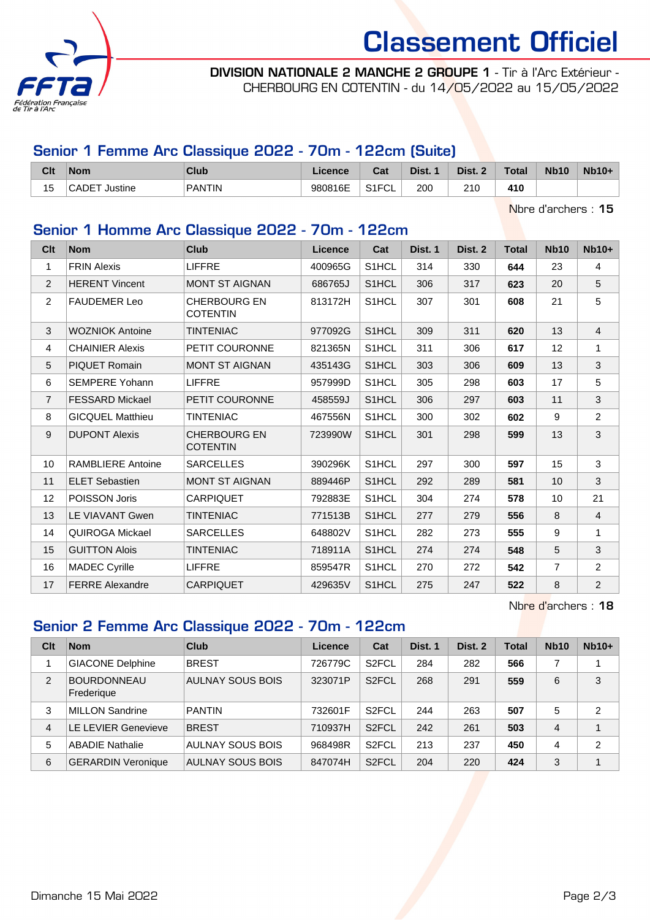# Classement Officiel

**DIVISION NATIONALE 2 MANCHE 2 GROUPE 1** - Tir à l'Arc Extérieur - CHERBOURG EN COTENTIN - du 14/05/2022 au 15/05/2022

## Senior 1 Femme Arc Classique 2022 - 70m - 122cm (Suite)

| Clt | Nom | Club | Licence | Cat | Dist. 1 | Dist. 2 | Total | Nb10 | Nb10+ |
|---|---|---|---|---|---|---|---|---|---|
| 15 | CADET Justine | PANTIN | 980816E | S1FCL | 200 | 210 | **410** | | |

Nbre d'archers : **15**

## Senior 1 Homme Arc Classique 2022 - 70m - 122cm

| Clt | Nom | Club | Licence | Cat | Dist. 1 | Dist. 2 | Total | Nb10 | Nb10+ |
|---|---|---|---|---|---|---|---|---|---|
| 1 | FRIN Alexis | LIFFRE | 400965G | S1HCL | 314 | 330 | **644** | 23 | 4 |
| 2 | HERENT Vincent | MONT ST AIGNAN | 686765J | S1HCL | 306 | 317 | **623** | 20 | 5 |
| 2 | FAUDEMER Leo | CHERBOURG EN COTENTIN | 813172H | S1HCL | 307 | 301 | **608** | 21 | 5 |
| 3 | WOZNIOK Antoine | TINTENIAC | 977092G | S1HCL | 309 | 311 | **620** | 13 | 4 |
| 4 | CHAINIER Alexis | PETIT COURONNE | 821365N | S1HCL | 311 | 306 | **617** | 12 | 1 |
| 5 | PIQUET Romain | MONT ST AIGNAN | 435143G | S1HCL | 303 | 306 | **609** | 13 | 3 |
| 6 | SEMPERE Yohann | LIFFRE | 957999D | S1HCL | 305 | 298 | **603** | 17 | 5 |
| 7 | FESSARD Mickael | PETIT COURONNE | 458559J | S1HCL | 306 | 297 | **603** | 11 | 3 |
| 8 | GICQUEL Matthieu | TINTENIAC | 467556N | S1HCL | 300 | 302 | **602** | 9 | 2 |
| 9 | DUPONT Alexis | CHERBOURG EN COTENTIN | 723990W | S1HCL | 301 | 298 | **599** | 13 | 3 |
| 10 | RAMBLIERE Antoine | SARCELLES | 390296K | S1HCL | 297 | 300 | **597** | 15 | 3 |
| 11 | ELET Sebastien | MONT ST AIGNAN | 889446P | S1HCL | 292 | 289 | **581** | 10 | 3 |
| 12 | POISSON Joris | CARPIQUET | 792883E | S1HCL | 304 | 274 | **578** | 10 | 21 |
| 13 | LE VIAVANT Gwen | TINTENIAC | 771513B | S1HCL | 277 | 279 | **556** | 8 | 4 |
| 14 | QUIROGA Mickael | SARCELLES | 648802V | S1HCL | 282 | 273 | **555** | 9 | 1 |
| 15 | GUITTON Alois | TINTENIAC | 718911A | S1HCL | 274 | 274 | **548** | 5 | 3 |
| 16 | MADEC Cyrille | LIFFRE | 859547R | S1HCL | 270 | 272 | **542** | 7 | 2 |
| 17 | FERRE Alexandre | CARPIQUET | 429635V | S1HCL | 275 | 247 | **522** | 8 | 2 |

Nbre d'archers : **18**

## Senior 2 Femme Arc Classique 2022 - 70m - 122cm

| Clt | Nom | Club | Licence | Cat | Dist. 1 | Dist. 2 | Total | Nb10 | Nb10+ |
|---|---|---|---|---|---|---|---|---|---|
| 1 | GIACONE Delphine | BREST | 726779C | S2FCL | 284 | 282 | **566** | 7 | 1 |
| 2 | BOURDONNEAU Frederique | AULNAY SOUS BOIS | 323071P | S2FCL | 268 | 291 | **559** | 6 | 3 |
| 3 | MILLON Sandrine | PANTIN | 732601F | S2FCL | 244 | 263 | **507** | 5 | 2 |
| 4 | LE LEVIER Genevieve | BREST | 710937H | S2FCL | 242 | 261 | **503** | 4 | 1 |
| 5 | ABADIE Nathalie | AULNAY SOUS BOIS | 968498R | S2FCL | 213 | 237 | **450** | 4 | 2 |
| 6 | GERARDIN Veronique | AULNAY SOUS BOIS | 847074H | S2FCL | 204 | 220 | **424** | 3 | 1 |

Dimanche 15 Mai 2022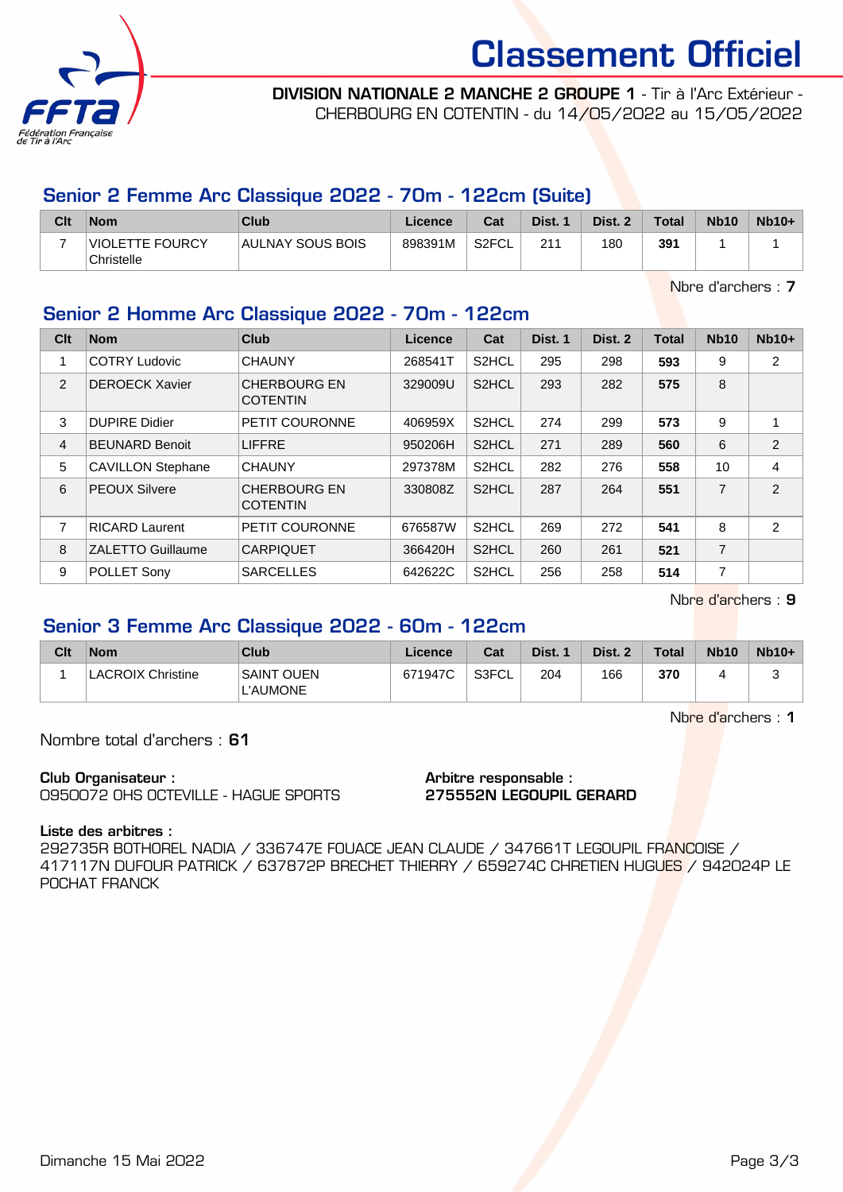# Classement Officiel

**DIVISION NATIONALE 2 MANCHE 2 GROUPE 1** - Tir à l'Arc Extérieur - CHERBOURG EN COTENTIN - du 14/05/2022 au 15/05/2022

## Senior 2 Femme Arc Classique 2022 - 70m - 122cm (Suite)

| Clt | Nom | Club | Licence | Cat | Dist. 1 | Dist. 2 | Total | Nb10 | Nb10+ |
|---|---|---|---|---|---|---|---|---|---|
| 7 | VIOLETTE FOURCY Christelle | AULNAY SOUS BOIS | 898391M | S2FCL | 211 | 180 | **391** | 1 | 1 |

Nbre d'archers : **7**

## Senior 2 Homme Arc Classique 2022 - 70m - 122cm

| Clt | Nom | Club | Licence | Cat | Dist. 1 | Dist. 2 | Total | Nb10 | Nb10+ |
|---|---|---|---|---|---|---|---|---|---|
| 1 | COTRY Ludovic | CHAUNY | 268541T | S2HCL | 295 | 298 | **593** | 9 | 2 |
| 2 | DEROECK Xavier | CHERBOURG EN COTENTIN | 329009U | S2HCL | 293 | 282 | **575** | 8 | |
| 3 | DUPIRE Didier | PETIT COURONNE | 406959X | S2HCL | 274 | 299 | **573** | 9 | 1 |
| 4 | BEUNARD Benoit | LIFFRE | 950206H | S2HCL | 271 | 289 | **560** | 6 | 2 |
| 5 | CAVILLON Stephane | CHAUNY | 297378M | S2HCL | 282 | 276 | **558** | 10 | 4 |
| 6 | PEOUX Silvere | CHERBOURG EN COTENTIN | 330808Z | S2HCL | 287 | 264 | **551** | 7 | 2 |
| 7 | RICARD Laurent | PETIT COURONNE | 676587W | S2HCL | 269 | 272 | **541** | 8 | 2 |
| 8 | ZALETTO Guillaume | CARPIQUET | 366420H | S2HCL | 260 | 261 | **521** | 7 | |
| 9 | POLLET Sony | SARCELLES | 642622C | S2HCL | 256 | 258 | **514** | 7 | |

Nbre d'archers : **9**

## Senior 3 Femme Arc Classique 2022 - 60m - 122cm

| Clt | Nom | Club | Licence | Cat | Dist. 1 | Dist. 2 | Total | Nb10 | Nb10+ |
|---|---|---|---|---|---|---|---|---|---|
| 1 | LACROIX Christine | SAINT OUEN L'AUMONE | 671947C | S3FCL | 204 | 166 | **370** | 4 | 3 |

Nbre d'archers : **1**

Nombre total d'archers : **61**

**Club Organisateur :**
0950072 OHS OCTEVILLE - HAGUE SPORTS

**Arbitre responsable :**
**275552N LEGOUPIL GERARD**

**Liste des arbitres :**
292735R BOTHOREL NADIA / 336747E FOUACE JEAN CLAUDE / 347661T LEGOUPIL FRANCOISE / 417117N DUFOUR PATRICK / 637872P BRECHET THIERRY / 659274C CHRETIEN HUGUES / 942024P LE POCHAT FRANCK

Dimanche 15 Mai 2022